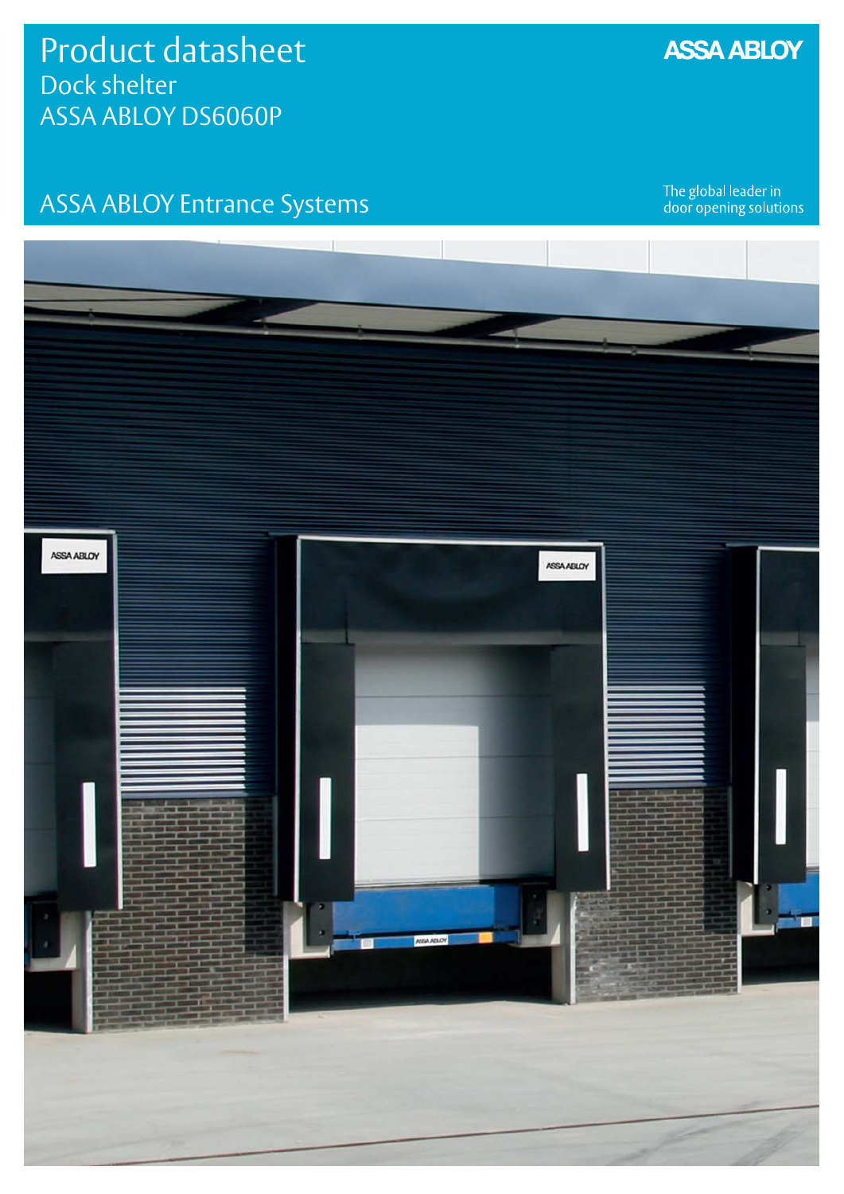# Product datasheet

## Dock shelter
## ASSA ABLOY DS6060P

ASSA ABLOY

ASSA ABLOY Entrance Systems

The global leader in door opening solutions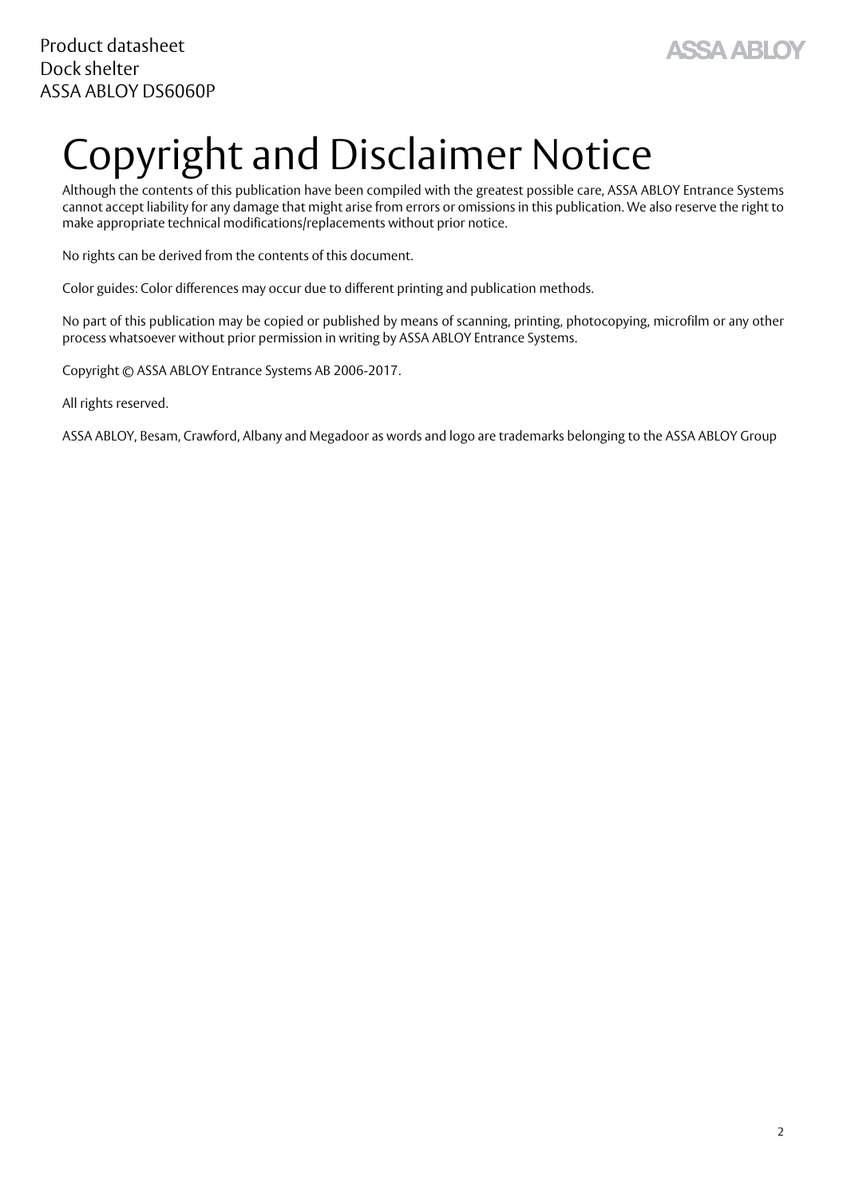# Copyright and Disclaimer Notice

Although the contents of this publication have been compiled with the greatest possible care, ASSA ABLOY Entrance Systems cannot accept liability for any damage that might arise from errors or omissions in this publication. We also reserve the right to make appropriate technical modifications/replacements without prior notice.

No rights can be derived from the contents of this document.

Color guides: Color differences may occur due to different printing and publication methods.

No part of this publication may be copied or published by means of scanning, printing, photocopying, microfilm or any other process whatsoever without prior permission in writing by ASSA ABLOY Entrance Systems.

Copyright © ASSA ABLOY Entrance Systems AB 2006-2017.

All rights reserved.

ASSA ABLOY, Besam, Crawford, Albany and Megadoor as words and logo are trademarks belonging to the ASSA ABLOY Group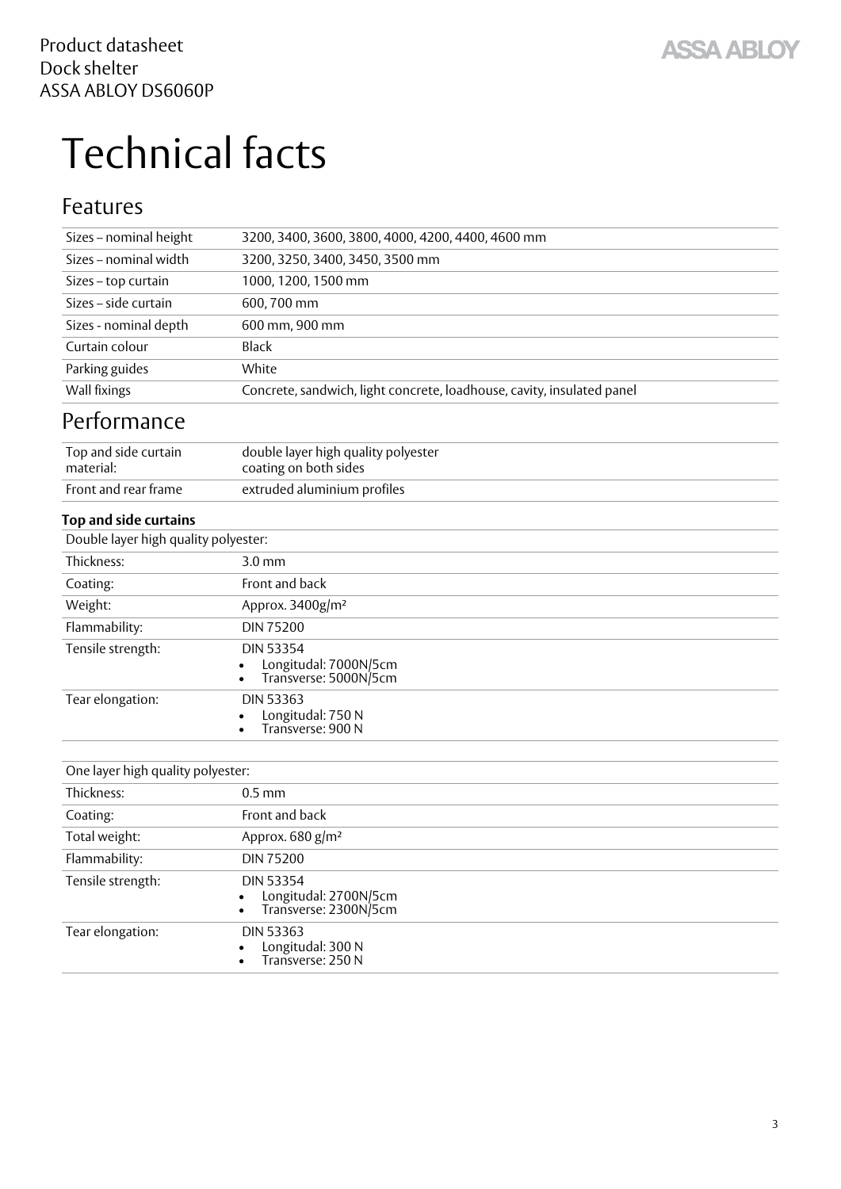Product datasheet
Dock shelter
ASSA ABLOY DS6060P

# Technical facts

## Features

| | |
|---|---|
| Sizes – nominal height | 3200, 3400, 3600, 3800, 4000, 4200, 4400, 4600 mm |
| Sizes – nominal width | 3200, 3250, 3400, 3450, 3500 mm |
| Sizes – top curtain | 1000, 1200, 1500 mm |
| Sizes – side curtain | 600, 700 mm |
| Sizes - nominal depth | 600 mm, 900 mm |
| Curtain colour | Black |
| Parking guides | White |
| Wall fixings | Concrete, sandwich, light concrete, loadhouse, cavity, insulated panel |

## Performance

| | |
|---|---|
| Top and side curtain material: | double layer high quality polyester coating on both sides |
| Front and rear frame | extruded aluminium profiles |

**Top and side curtains**

| Double layer high quality polyester: | |
|---|---|
| Thickness: | 3.0 mm |
| Coating: | Front and back |
| Weight: | Approx. 3400g/m² |
| Flammability: | DIN 75200 |
| Tensile strength: | DIN 53354<br>• Longitudinal: 7000N/5cm<br>• Transverse: 5000N/5cm |
| Tear elongation: | DIN 53363<br>• Longitudinal: 750 N<br>• Transverse: 900 N |

| One layer high quality polyester: | |
|---|---|
| Thickness: | 0.5 mm |
| Coating: | Front and back |
| Total weight: | Approx. 680 g/m² |
| Flammability: | DIN 75200 |
| Tensile strength: | DIN 53354<br>• Longitudinal: 2700N/5cm<br>• Transverse: 2300N/5cm |
| Tear elongation: | DIN 53363<br>• Longitudinal: 300 N<br>• Transverse: 250 N |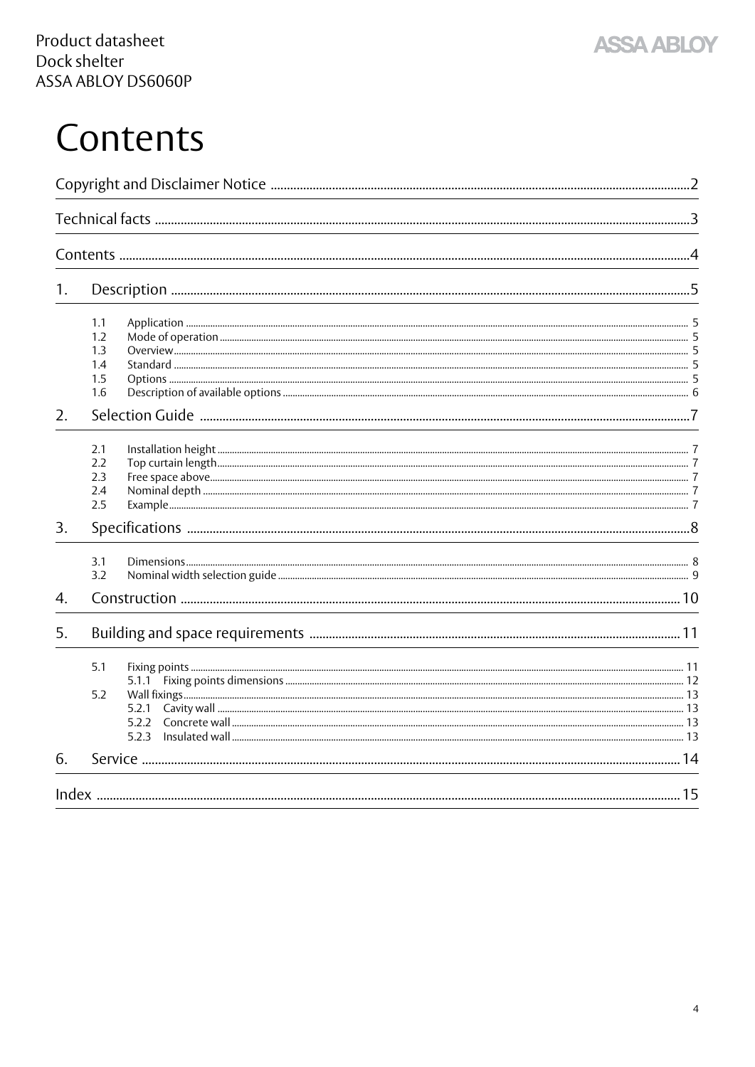# Contents

Copyright and Disclaimer Notice .......... 2

Technical facts .......... 3

Contents .......... 4

1. Description .......... 5
   - 1.1 Application .......... 5
   - 1.2 Mode of operation .......... 5
   - 1.3 Overview .......... 5
   - 1.4 Standard .......... 5
   - 1.5 Options .......... 5
   - 1.6 Description of available options .......... 6
2. Selection Guide .......... 7
   - 2.1 Installation height .......... 7
   - 2.2 Top curtain length .......... 7
   - 2.3 Free space above .......... 7
   - 2.4 Nominal depth .......... 7
   - 2.5 Example .......... 7
3. Specifications .......... 8
   - 3.1 Dimensions .......... 8
   - 3.2 Nominal width selection guide .......... 9
4. Construction .......... 10
5. Building and space requirements .......... 11
   - 5.1 Fixing points .......... 11
     - 5.1.1 Fixing points dimensions .......... 12
   - 5.2 Wall fixings .......... 13
     - 5.2.1 Cavity wall .......... 13
     - 5.2.2 Concrete wall .......... 13
     - 5.2.3 Insulated wall .......... 13
6. Service .......... 14

Index .......... 15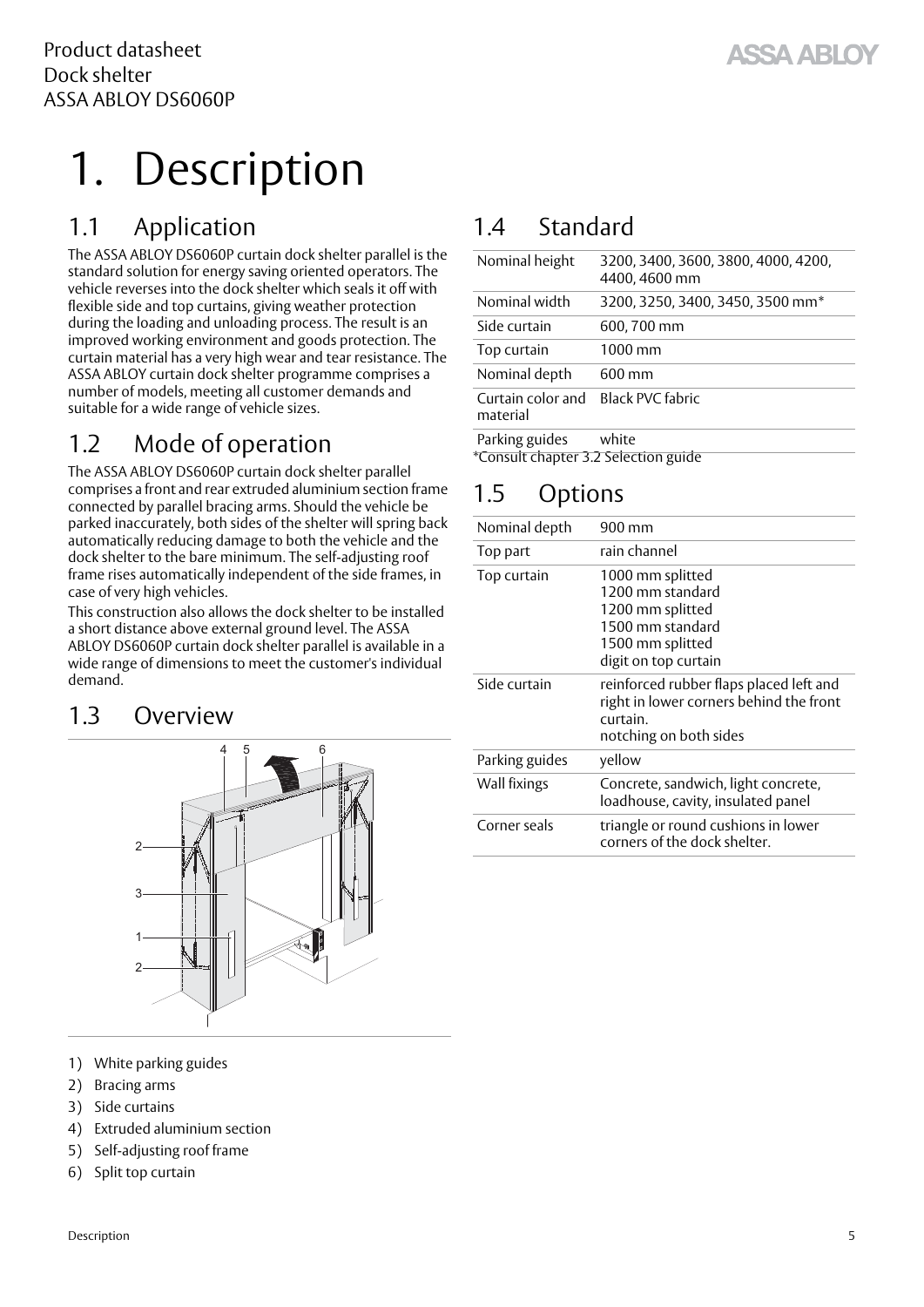# 1. Description

## 1.1 Application

The ASSA ABLOY DS6060P curtain dock shelter parallel is the standard solution for energy saving oriented operators. The vehicle reverses into the dock shelter which seals it off with flexible side and top curtains, giving weather protection during the loading and unloading process. The result is an improved working environment and goods protection. The curtain material has a very high wear and tear resistance. The ASSA ABLOY curtain dock shelter programme comprises a number of models, meeting all customer demands and suitable for a wide range of vehicle sizes.

## 1.2 Mode of operation

The ASSA ABLOY DS6060P curtain dock shelter parallel comprises a front and rear extruded aluminium section frame connected by parallel bracing arms. Should the vehicle be parked inaccurately, both sides of the shelter will spring back automatically reducing damage to both the vehicle and the dock shelter to the bare minimum. The self-adjusting roof frame rises automatically independent of the side frames, in case of very high vehicles.

This construction also allows the dock shelter to be installed a short distance above external ground level. The ASSA ABLOY DS6060P curtain dock shelter parallel is available in a wide range of dimensions to meet the customer's individual demand.

## 1.3 Overview

1) White parking guides
2) Bracing arms
3) Side curtains
4) Extruded aluminium section
5) Self-adjusting roof frame
6) Split top curtain

## 1.4 Standard

| | |
|---|---|
| Nominal height | 3200, 3400, 3600, 3800, 4000, 4200, 4400, 4600 mm |
| Nominal width | 3200, 3250, 3400, 3450, 3500 mm* |
| Side curtain | 600, 700 mm |
| Top curtain | 1000 mm |
| Nominal depth | 600 mm |
| Curtain color and material | Black PVC fabric |
| Parking guides | white |

*Consult chapter 3.2 Selection guide

## 1.5 Options

| | |
|---|---|
| Nominal depth | 900 mm |
| Top part | rain channel |
| Top curtain | 1000 mm splitted<br>1200 mm standard<br>1200 mm splitted<br>1500 mm standard<br>1500 mm splitted<br>digit on top curtain |
| Side curtain | reinforced rubber flaps placed left and right in lower corners behind the front curtain.<br>notching on both sides |
| Parking guides | yellow |
| Wall fixings | Concrete, sandwich, light concrete, loadhouse, cavity, insulated panel |
| Corner seals | triangle or round cushions in lower corners of the dock shelter. |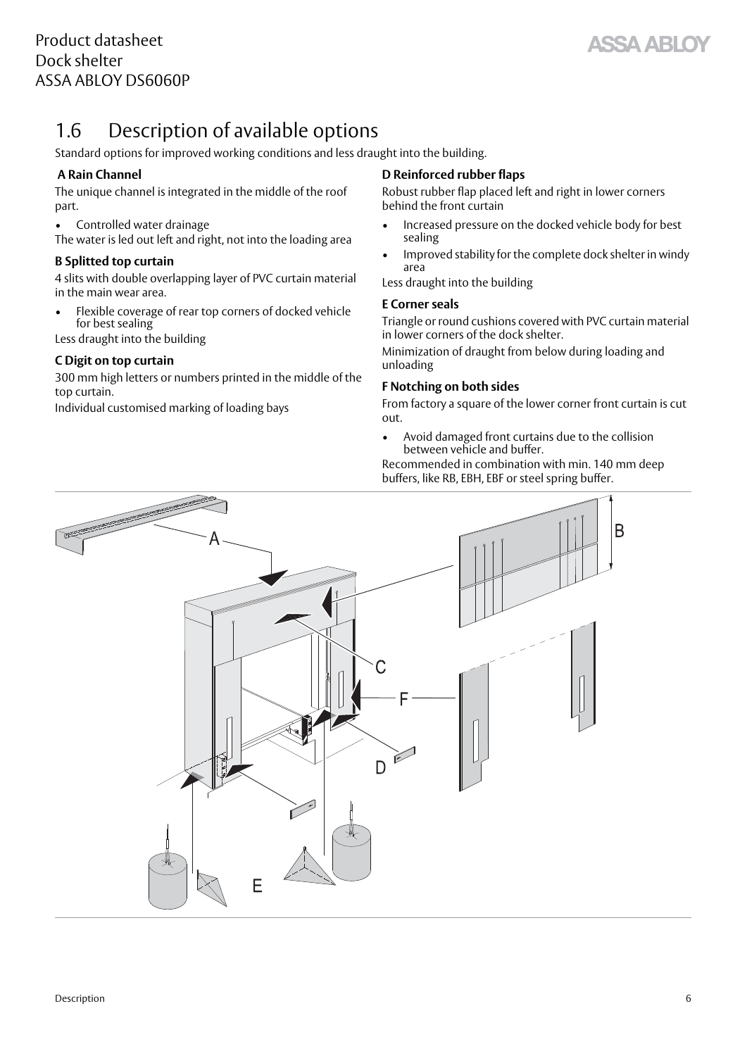## 1.6 Description of available options

Standard options for improved working conditions and less draught into the building.

### A Rain Channel

The unique channel is integrated in the middle of the roof part.

- Controlled water drainage

The water is led out left and right, not into the loading area

### B Splitted top curtain

4 slits with double overlapping layer of PVC curtain material in the main wear area.

- Flexible coverage of rear top corners of docked vehicle for best sealing

Less draught into the building

### C Digit on top curtain

300 mm high letters or numbers printed in the middle of the top curtain.

Individual customised marking of loading bays

### D Reinforced rubber flaps

Robust rubber flap placed left and right in lower corners behind the front curtain

- Increased pressure on the docked vehicle body for best sealing
- Improved stability for the complete dock shelter in windy area

Less draught into the building

### E Corner seals

Triangle or round cushions covered with PVC curtain material in lower corners of the dock shelter.

Minimization of draught from below during loading and unloading

### F Notching on both sides

From factory a square of the lower corner front curtain is cut out.

- Avoid damaged front curtains due to the collision between vehicle and buffer.

Recommended in combination with min. 140 mm deep buffers, like RB, EBH, EBF or steel spring buffer.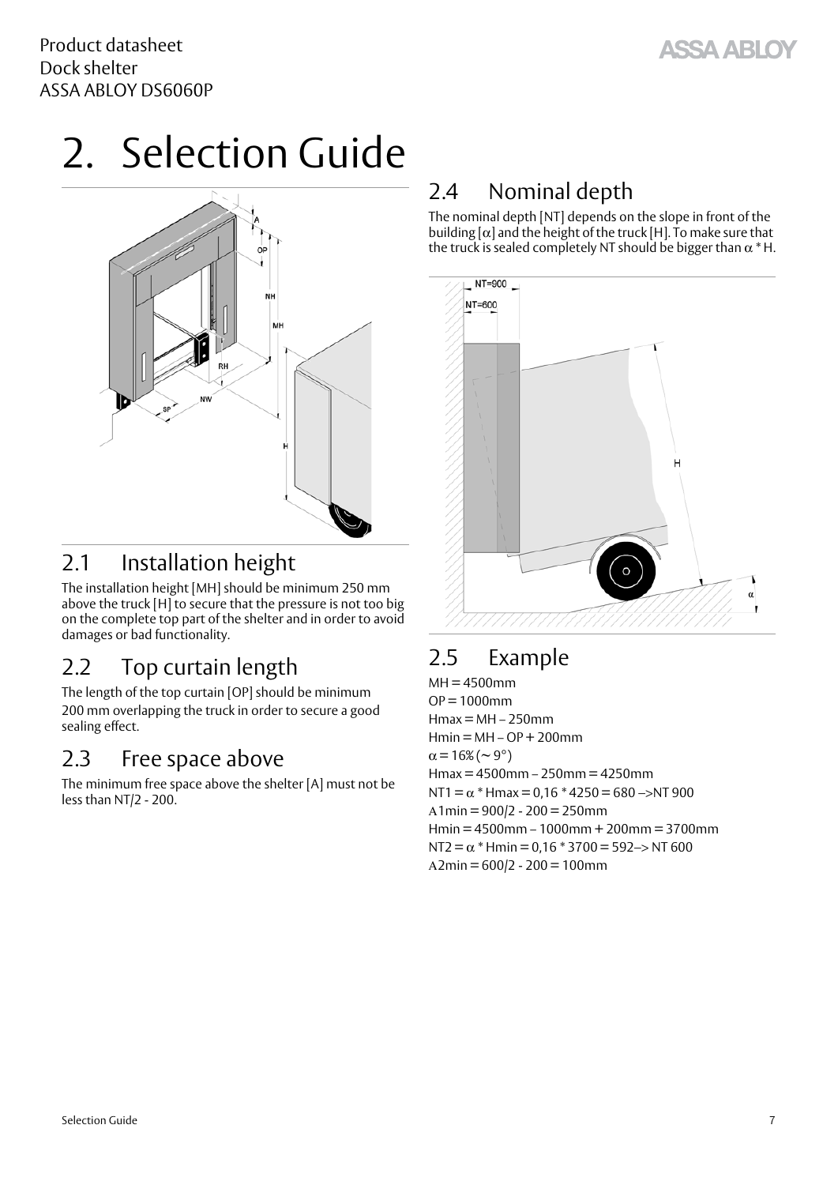# 2. Selection Guide

## 2.1 Installation height

The installation height [MH] should be minimum 250 mm above the truck [H] to secure that the pressure is not too big on the complete top part of the shelter and in order to avoid damages or bad functionality.

## 2.2 Top curtain length

The length of the top curtain [OP] should be minimum 200 mm overlapping the truck in order to secure a good sealing effect.

## 2.3 Free space above

The minimum free space above the shelter [A] must not be less than NT/2 - 200.

## 2.4 Nominal depth

The nominal depth [NT] depends on the slope in front of the building [$\alpha$] and the height of the truck [H]. To make sure that the truck is sealed completely NT should be bigger than $\alpha$ * H.

## 2.5 Example

MH = 4500mm
OP = 1000mm
Hmax = MH – 250mm
Hmin = MH – OP + 200mm
$\alpha$ = 16% (~ 9°)
Hmax = 4500mm – 250mm = 4250mm
NT1 = $\alpha$ * Hmax = 0,16 * 4250 = 680 –>NT 900
A1min = 900/2 - 200 = 250mm
Hmin = 4500mm – 1000mm + 200mm = 3700mm
NT2 = $\alpha$ * Hmin = 0,16 * 3700 = 592–> NT 600
A2min = 600/2 - 200 = 100mm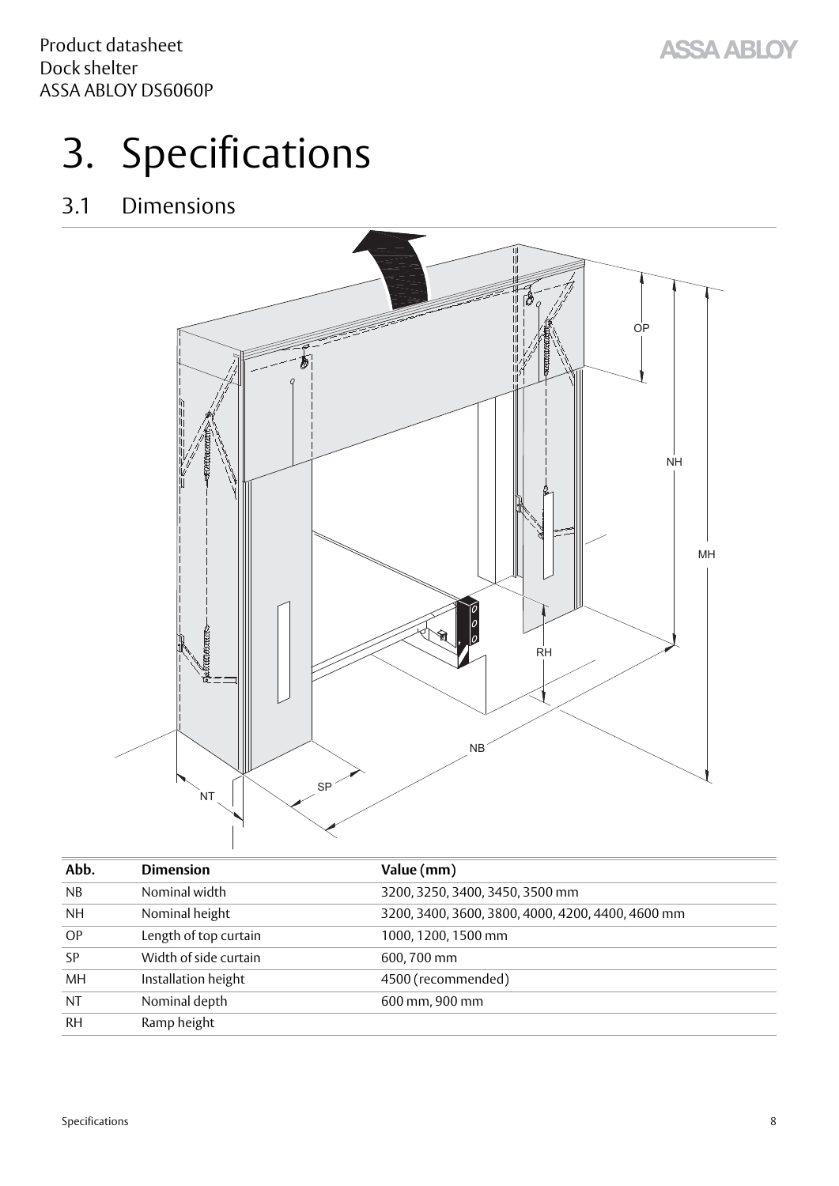# 3. Specifications

## 3.1 Dimensions

| Abb. | Dimension | Value (mm) |
|---|---|---|
| NB | Nominal width | 3200, 3250, 3400, 3450, 3500 mm |
| NH | Nominal height | 3200, 3400, 3600, 3800, 4000, 4200, 4400, 4600 mm |
| OP | Length of top curtain | 1000, 1200, 1500 mm |
| SP | Width of side curtain | 600, 700 mm |
| MH | Installation height | 4500 (recommended) |
| NT | Nominal depth | 600 mm, 900 mm |
| RH | Ramp height | |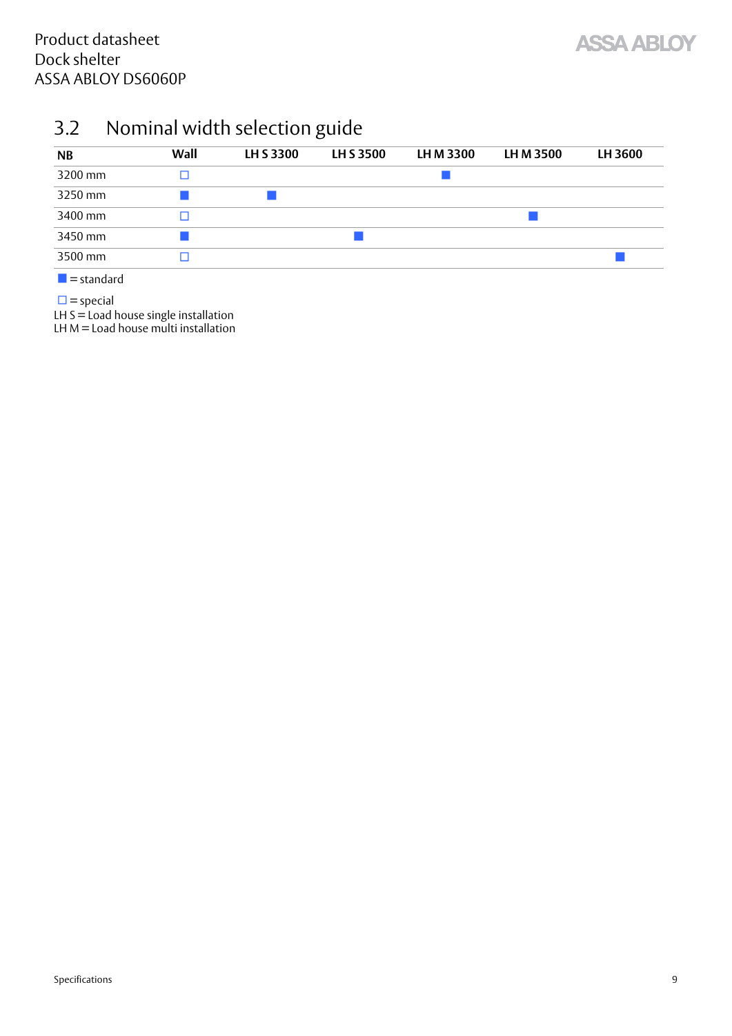## 3.2 Nominal width selection guide

| NB | Wall | LH S 3300 | LH S 3500 | LH M 3300 | LH M 3500 | LH 3600 |
|---|---|---|---|---|---|---|
| 3200 mm | □ | | | ■ | | |
| 3250 mm | ■ | ■ | | | | |
| 3400 mm | □ | | | | ■ | |
| 3450 mm | ■ | | ■ | | | |
| 3500 mm | □ | | | | | ■ |

■ = standard

□ = special

LH S = Load house single installation

LH M = Load house multi installation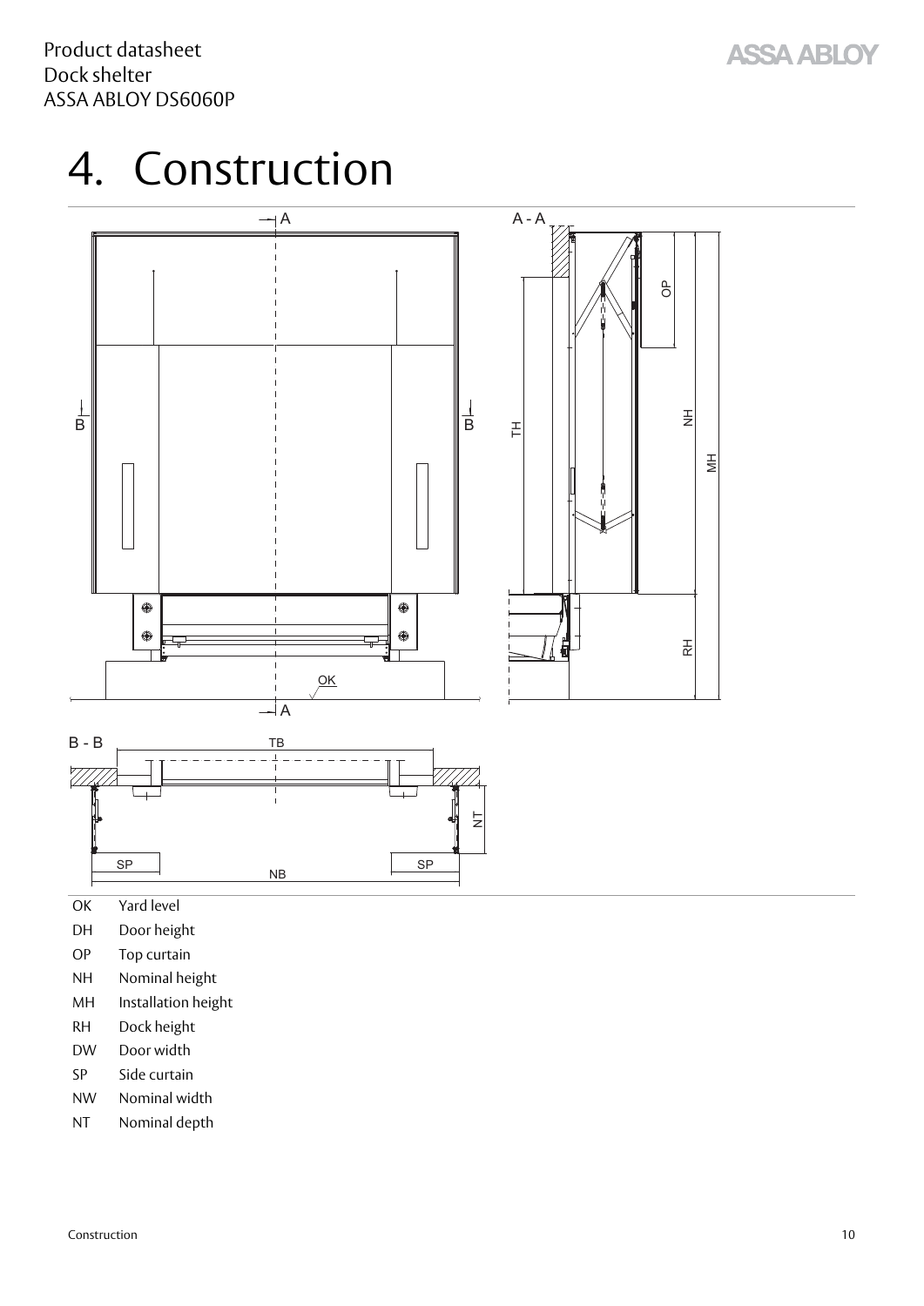# 4. Construction

OK Yard level

DH Door height

OP Top curtain

NH Nominal height

MH Installation height

RH Dock height

DW Door width

SP Side curtain

NW Nominal width

NT Nominal depth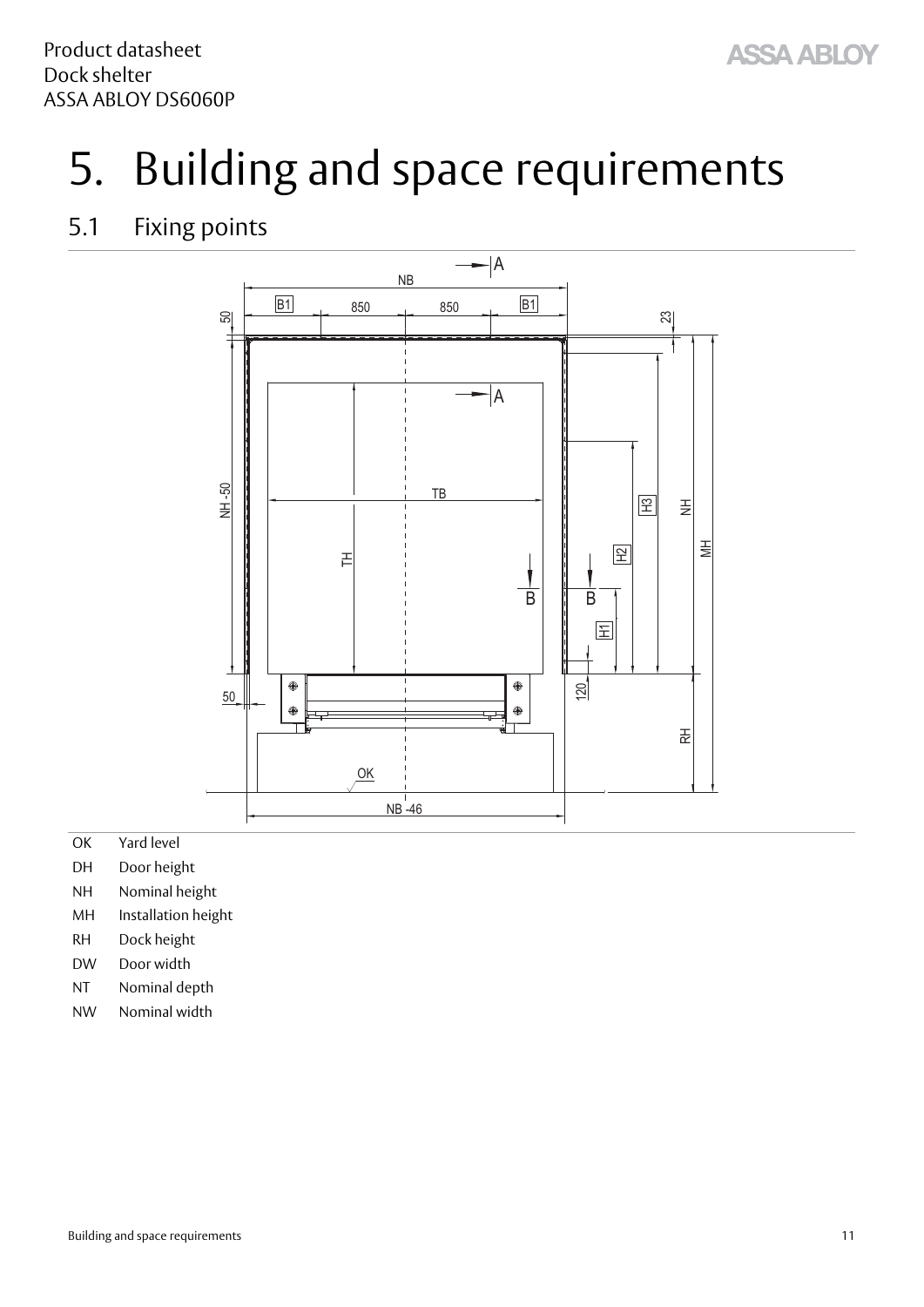# 5. Building and space requirements

## 5.1 Fixing points

OK Yard level

DH Door height

NH Nominal height

MH Installation height

RH Dock height

DW Door width

NT Nominal depth

NW Nominal width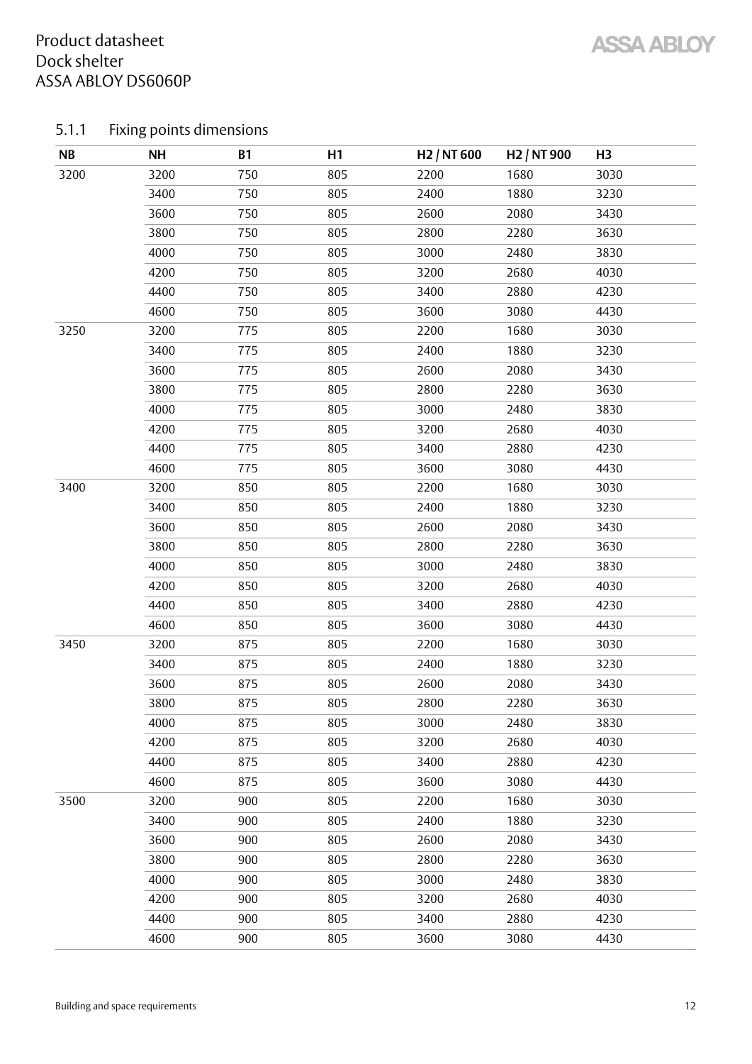### 5.1.1 Fixing points dimensions

| NB | NH | B1 | H1 | H2 / NT 600 | H2 / NT 900 | H3 |
|---|---|---|---|---|---|---|
| 3200 | 3200 | 750 | 805 | 2200 | 1680 | 3030 |
| | 3400 | 750 | 805 | 2400 | 1880 | 3230 |
| | 3600 | 750 | 805 | 2600 | 2080 | 3430 |
| | 3800 | 750 | 805 | 2800 | 2280 | 3630 |
| | 4000 | 750 | 805 | 3000 | 2480 | 3830 |
| | 4200 | 750 | 805 | 3200 | 2680 | 4030 |
| | 4400 | 750 | 805 | 3400 | 2880 | 4230 |
| | 4600 | 750 | 805 | 3600 | 3080 | 4430 |
| 3250 | 3200 | 775 | 805 | 2200 | 1680 | 3030 |
| | 3400 | 775 | 805 | 2400 | 1880 | 3230 |
| | 3600 | 775 | 805 | 2600 | 2080 | 3430 |
| | 3800 | 775 | 805 | 2800 | 2280 | 3630 |
| | 4000 | 775 | 805 | 3000 | 2480 | 3830 |
| | 4200 | 775 | 805 | 3200 | 2680 | 4030 |
| | 4400 | 775 | 805 | 3400 | 2880 | 4230 |
| | 4600 | 775 | 805 | 3600 | 3080 | 4430 |
| 3400 | 3200 | 850 | 805 | 2200 | 1680 | 3030 |
| | 3400 | 850 | 805 | 2400 | 1880 | 3230 |
| | 3600 | 850 | 805 | 2600 | 2080 | 3430 |
| | 3800 | 850 | 805 | 2800 | 2280 | 3630 |
| | 4000 | 850 | 805 | 3000 | 2480 | 3830 |
| | 4200 | 850 | 805 | 3200 | 2680 | 4030 |
| | 4400 | 850 | 805 | 3400 | 2880 | 4230 |
| | 4600 | 850 | 805 | 3600 | 3080 | 4430 |
| 3450 | 3200 | 875 | 805 | 2200 | 1680 | 3030 |
| | 3400 | 875 | 805 | 2400 | 1880 | 3230 |
| | 3600 | 875 | 805 | 2600 | 2080 | 3430 |
| | 3800 | 875 | 805 | 2800 | 2280 | 3630 |
| | 4000 | 875 | 805 | 3000 | 2480 | 3830 |
| | 4200 | 875 | 805 | 3200 | 2680 | 4030 |
| | 4400 | 875 | 805 | 3400 | 2880 | 4230 |
| | 4600 | 875 | 805 | 3600 | 3080 | 4430 |
| 3500 | 3200 | 900 | 805 | 2200 | 1680 | 3030 |
| | 3400 | 900 | 805 | 2400 | 1880 | 3230 |
| | 3600 | 900 | 805 | 2600 | 2080 | 3430 |
| | 3800 | 900 | 805 | 2800 | 2280 | 3630 |
| | 4000 | 900 | 805 | 3000 | 2480 | 3830 |
| | 4200 | 900 | 805 | 3200 | 2680 | 4030 |
| | 4400 | 900 | 805 | 3400 | 2880 | 4230 |
| | 4600 | 900 | 805 | 3600 | 3080 | 4430 |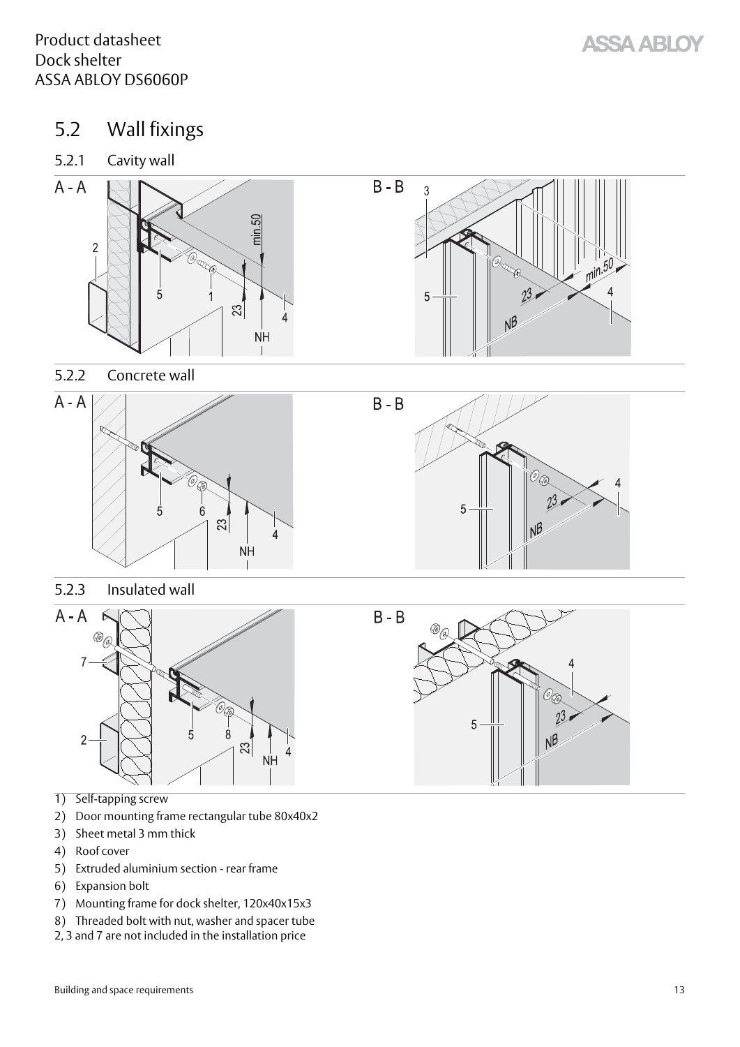## 5.2 Wall fixings

### 5.2.1 Cavity wall

### 5.2.2 Concrete wall

### 5.2.3 Insulated wall

1) Self-tapping screw
2) Door mounting frame rectangular tube 80x40x2
3) Sheet metal 3 mm thick
4) Roof cover
5) Extruded aluminium section - rear frame
6) Expansion bolt
7) Mounting frame for dock shelter, 120x40x15x3
8) Threaded bolt with nut, washer and spacer tube

2, 3 and 7 are not included in the installation price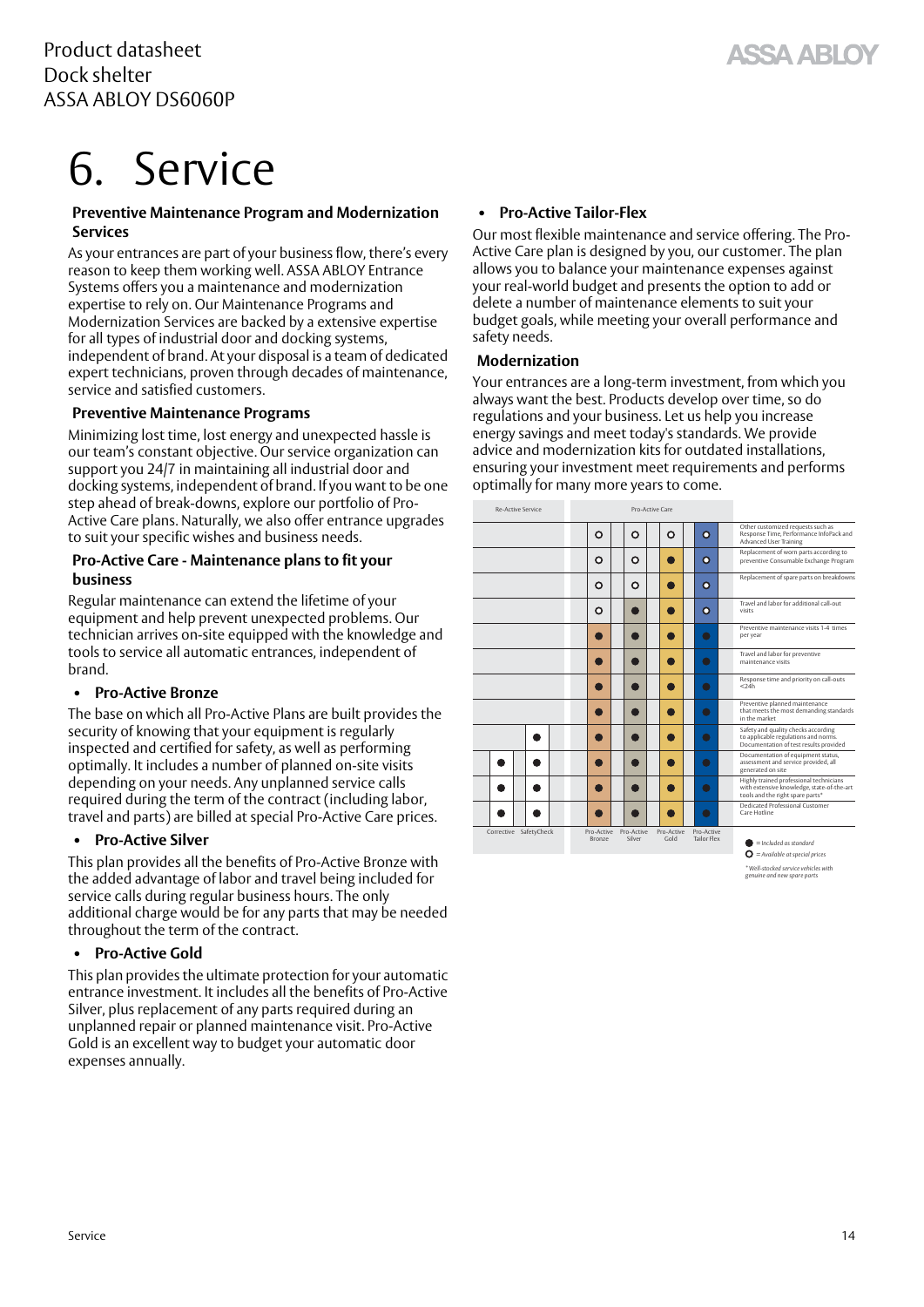# 6. Service

### Preventive Maintenance Program and Modernization Services

As your entrances are part of your business flow, there's every reason to keep them working well. ASSA ABLOY Entrance Systems offers you a maintenance and modernization expertise to rely on. Our Maintenance Programs and Modernization Services are backed by a extensive expertise for all types of industrial door and docking systems, independent of brand. At your disposal is a team of dedicated expert technicians, proven through decades of maintenance, service and satisfied customers.

### Preventive Maintenance Programs

Minimizing lost time, lost energy and unexpected hassle is our team's constant objective. Our service organization can support you 24/7 in maintaining all industrial door and docking systems, independent of brand. If you want to be one step ahead of break-downs, explore our portfolio of Pro-Active Care plans. Naturally, we also offer entrance upgrades to suit your specific wishes and business needs.

### Pro-Active Care - Maintenance plans to fit your business

Regular maintenance can extend the lifetime of your equipment and help prevent unexpected problems. Our technician arrives on-site equipped with the knowledge and tools to service all automatic entrances, independent of brand.

- **Pro-Active Bronze**

The base on which all Pro-Active Plans are built provides the security of knowing that your equipment is regularly inspected and certified for safety, as well as performing optimally. It includes a number of planned on-site visits depending on your needs. Any unplanned service calls required during the term of the contract (including labor, travel and parts) are billed at special Pro-Active Care prices.

- **Pro-Active Silver**

This plan provides all the benefits of Pro-Active Bronze with the added advantage of labor and travel being included for service calls during regular business hours. The only additional charge would be for any parts that may be needed throughout the term of the contract.

- **Pro-Active Gold**

This plan provides the ultimate protection for your automatic entrance investment. It includes all the benefits of Pro-Active Silver, plus replacement of any parts required during an unplanned repair or planned maintenance visit. Pro-Active Gold is an excellent way to budget your automatic door expenses annually.

- **Pro-Active Tailor-Flex**

Our most flexible maintenance and service offering. The Pro-Active Care plan is designed by you, our customer. The plan allows you to balance your maintenance expenses against your real-world budget and presents the option to add or delete a number of maintenance elements to suit your budget goals, while meeting your overall performance and safety needs.

### Modernization

Your entrances are a long-term investment, from which you always want the best. Products develop over time, so do regulations and your business. Let us help you increase energy savings and meet today's standards. We provide advice and modernization kits for outdated installations, ensuring your investment meet requirements and performs optimally for many more years to come.

| Re-Active Service | | Pro-Active Care | | | | |
|---|---|---|---|---|---|---|
| Corrective | SafetyCheck | Pro-Active Bronze | Pro-Active Silver | Pro-Active Gold | Pro-Active Tailor Flex | |
| | | ○ | ○ | ○ | ○ | Other customized requests such as Response Time, Performance InfoPack and Advanced User Training |
| | | ○ | ○ | ● | ○ | Replacement of worn parts according to preventive Consumable Exchange Program |
| | | ○ | ○ | ● | ○ | Replacement of spare parts on breakdowns |
| | | ○ | ● | ● | ○ | Travel and labor for additional call-out visits |
| | | ● | ● | ● | ● | Preventive maintenance visits 1-4 times per year |
| | | ● | ● | ● | ● | Travel and labor for preventive maintenance visits |
| | | ● | ● | ● | ● | Response time and priority on call-outs <24h |
| | | ● | ● | ● | ● | Preventive planned maintenance that meets the most demanding standards in the market |
| | ● | ● | ● | ● | ● | Safety and quality checks according to applicable regulations and norms. Documentation of test results provided |
| ● | ● | ● | ● | ● | ● | Documentation of equipment status, assessment and service provided, all generated on site |
| ● | ● | ● | ● | ● | ● | Highly trained professional technicians with extensive knowledge, state-of-the-art tools and the right spare parts* |
| ● | ● | ● | ● | ● | ● | Dedicated Professional Customer Care Hotline |

● = *Included as standard*
○ = *Available at special prices*

*\* Well-stocked service vehicles with genuine and new spare parts*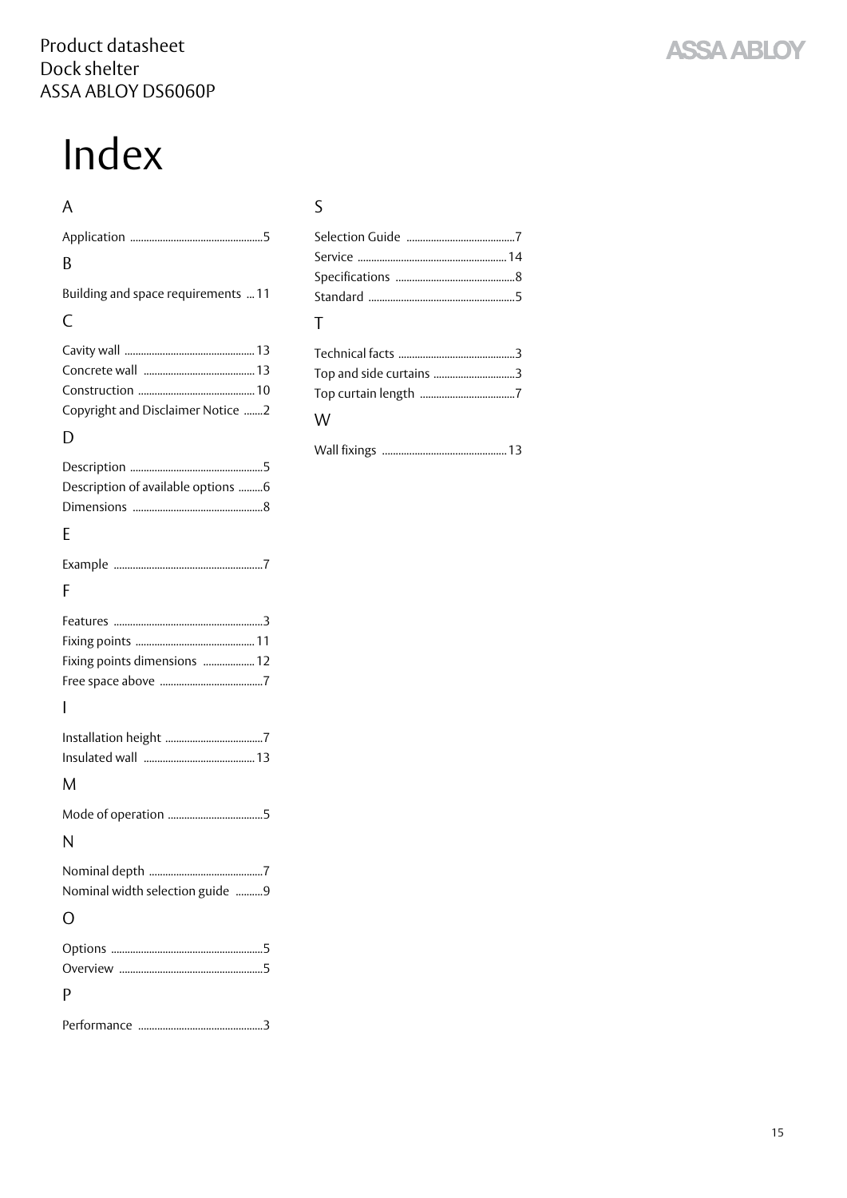# Index

## A

Application ........................................................5

## B

Building and space requirements ... 11

## C

Cavity wall ........................................................ 13
Concrete wall ................................................... 13
Construction .................................................... 10
Copyright and Disclaimer Notice .......2

## D

Description ........................................................5
Description of available options .........6
Dimensions .......................................................8

## E

Example ..............................................................7

## F

Features ..............................................................3
Fixing points .................................................... 11
Fixing points dimensions ................... 12
Free space above .............................................7

## I

Installation height ...........................................7
Insulated wall ................................................... 13

## M

Mode of operation ..........................................5

## N

Nominal depth .................................................7
Nominal width selection guide ..........9

## O

Options ...............................................................5
Overview ............................................................5

## P

Performance .....................................................3

## S

Selection Guide ...............................................7
Service .............................................................. 14
Specifications ...................................................8
Standard .............................................................5

## T

Technical facts ..................................................3
Top and side curtains .....................................3
Top curtain length ..........................................7

## W

Wall fixings ..................................................... 13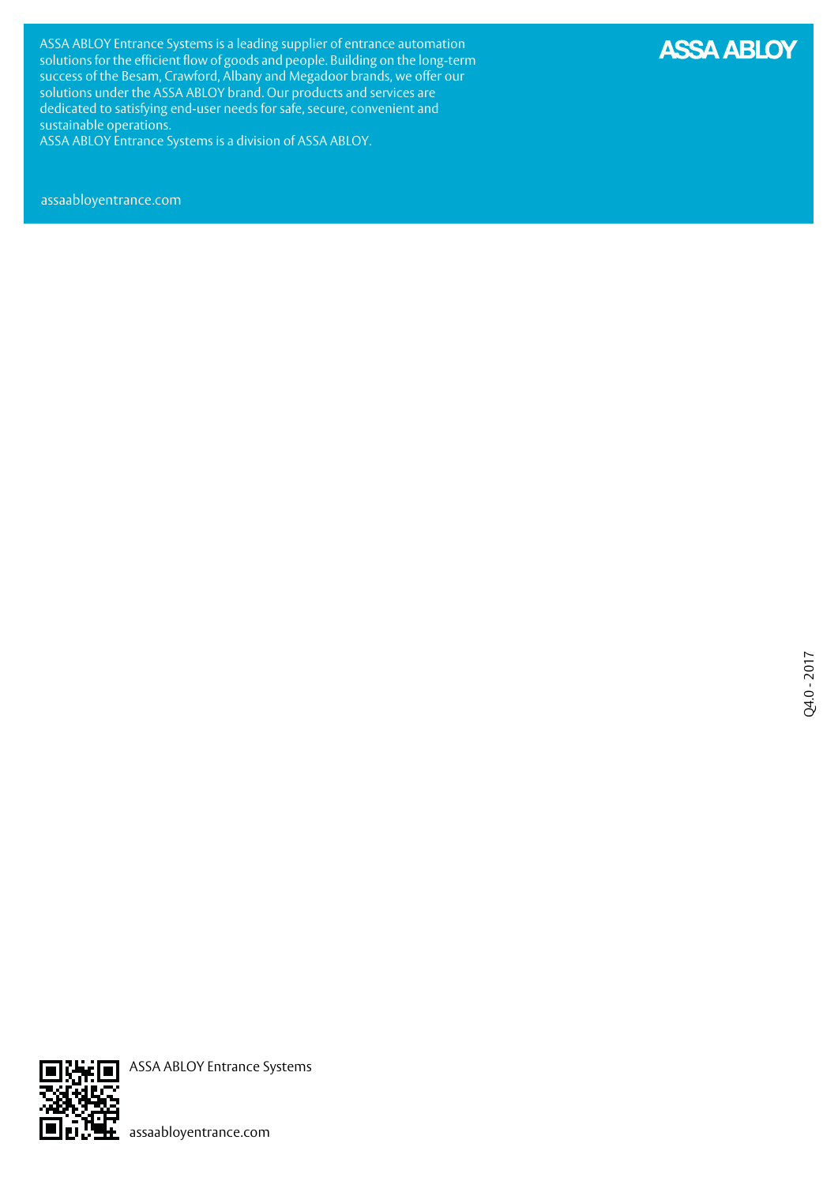ASSA ABLOY Entrance Systems is a leading supplier of entrance automation solutions for the efficient flow of goods and people. Building on the long-term success of the Besam, Crawford, Albany and Megadoor brands, we offer our solutions under the ASSA ABLOY brand. Our products and services are dedicated to satisfying end-user needs for safe, secure, convenient and sustainable operations.
ASSA ABLOY Entrance Systems is a division of ASSA ABLOY.

assaabloyentrance.com

ASSA ABLOY

Q4.0 - 2017

ASSA ABLOY Entrance Systems

assaabloyentrance.com